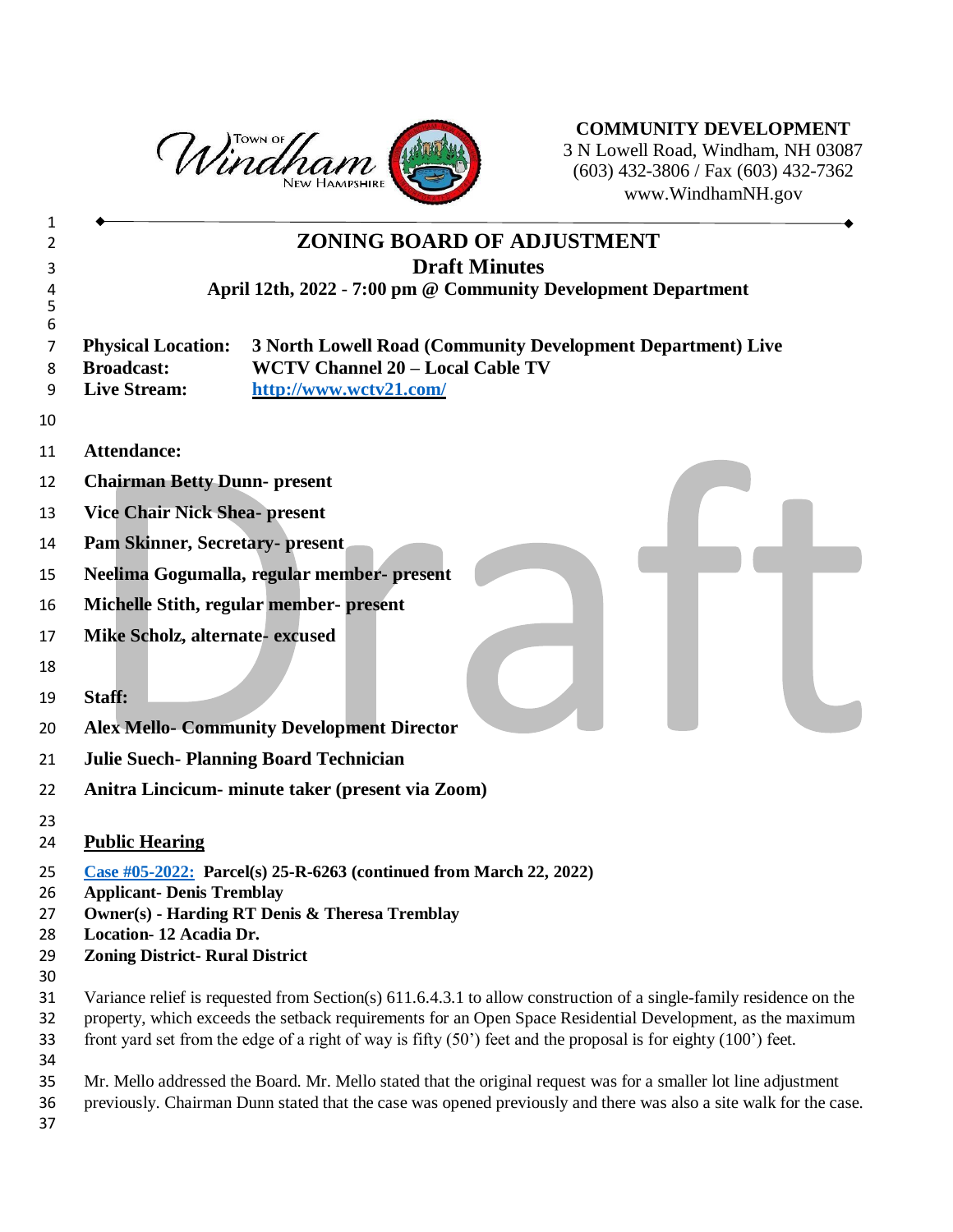**COMMUNITY DEVELOPMENT**
3 N Lowell Road, Windham, NH 03087
(603) 432-3806 / Fax (603) 432-7362
www.WindhamNH.gov

# ZONING BOARD OF ADJUSTMENT

## Draft Minutes

**April 12th, 2022 - 7:00 pm @ Community Development Department**

**Physical Location:** **3 North Lowell Road (Community Development Department) Live**
**Broadcast:** **WCTV Channel 20 – Local Cable TV**
**Live Stream:** **[http://www.wctv21.com/](http://www.wctv21.com/)**

**Attendance:**

**Chairman Betty Dunn- present**

**Vice Chair Nick Shea- present**

**Pam Skinner, Secretary- present**

**Neelima Gogumalla, regular member- present**

**Michelle Stith, regular member- present**

**Mike Scholz, alternate- excused**

**Staff:**

**Alex Mello- Community Development Director**

**Julie Suech- Planning Board Technician**

**Anitra Lincicum- minute taker (present via Zoom)**

**Public Hearing**

**Case #05-2022: Parcel(s) 25-R-6263 (continued from March 22, 2022)**
**Applicant- Denis Tremblay**
**Owner(s) - Harding RT Denis & Theresa Tremblay**
**Location- 12 Acadia Dr.**
**Zoning District- Rural District**

Variance relief is requested from Section(s) 611.6.4.3.1 to allow construction of a single-family residence on the property, which exceeds the setback requirements for an Open Space Residential Development, as the maximum front yard set from the edge of a right of way is fifty (50') feet and the proposal is for eighty (100') feet.

Mr. Mello addressed the Board. Mr. Mello stated that the original request was for a smaller lot line adjustment previously. Chairman Dunn stated that the case was opened previously and there was also a site walk for the case.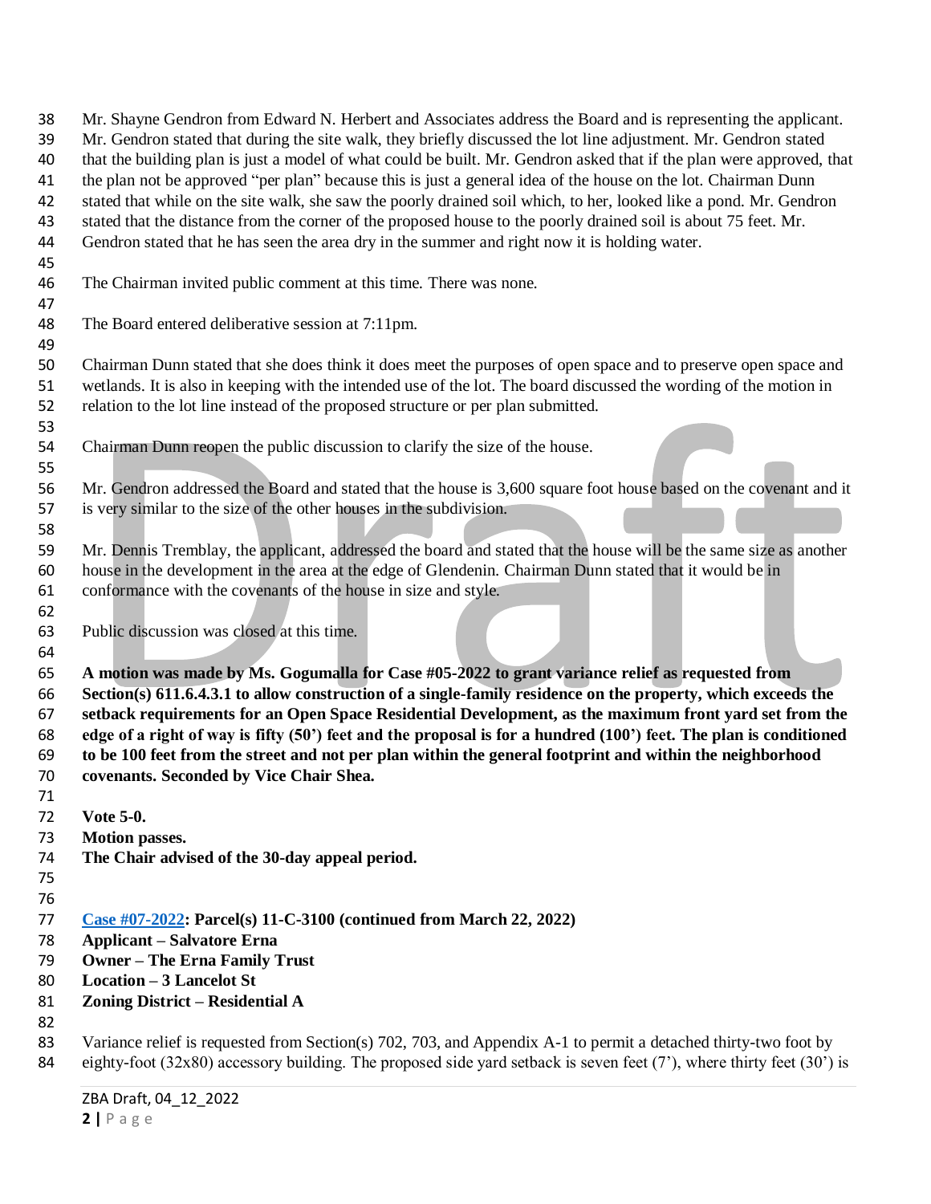Mr. Shayne Gendron from Edward N. Herbert and Associates address the Board and is representing the applicant. Mr. Gendron stated that during the site walk, they briefly discussed the lot line adjustment. Mr. Gendron stated that the building plan is just a model of what could be built. Mr. Gendron asked that if the plan were approved, that the plan not be approved "per plan" because this is just a general idea of the house on the lot. Chairman Dunn stated that while on the site walk, she saw the poorly drained soil which, to her, looked like a pond. Mr. Gendron stated that the distance from the corner of the proposed house to the poorly drained soil is about 75 feet. Mr. Gendron stated that he has seen the area dry in the summer and right now it is holding water.

The Chairman invited public comment at this time. There was none.

The Board entered deliberative session at 7:11pm.

Chairman Dunn stated that she does think it does meet the purposes of open space and to preserve open space and wetlands. It is also in keeping with the intended use of the lot. The board discussed the wording of the motion in relation to the lot line instead of the proposed structure or per plan submitted.

Chairman Dunn reopen the public discussion to clarify the size of the house.

Mr. Gendron addressed the Board and stated that the house is 3,600 square foot house based on the covenant and it is very similar to the size of the other houses in the subdivision.

Mr. Dennis Tremblay, the applicant, addressed the board and stated that the house will be the same size as another house in the development in the area at the edge of Glendenin. Chairman Dunn stated that it would be in conformance with the covenants of the house in size and style.

Public discussion was closed at this time.

**A motion was made by Ms. Gogumalla for Case #05-2022 to grant variance relief as requested from Section(s) 611.6.4.3.1 to allow construction of a single-family residence on the property, which exceeds the setback requirements for an Open Space Residential Development, as the maximum front yard set from the edge of a right of way is fifty (50') feet and the proposal is for a hundred (100') feet. The plan is conditioned to be 100 feet from the street and not per plan within the general footprint and within the neighborhood covenants. Seconded by Vice Chair Shea.**

**Vote 5-0.**
**Motion passes.**
**The Chair advised of the 30-day appeal period.**

**Case #07-2022: Parcel(s) 11-C-3100 (continued from March 22, 2022)**
**Applicant – Salvatore Erna**
**Owner – The Erna Family Trust**
**Location – 3 Lancelot St**
**Zoning District – Residential A**

Variance relief is requested from Section(s) 702, 703, and Appendix A-1 to permit a detached thirty-two foot by eighty-foot (32x80) accessory building. The proposed side yard setback is seven feet (7'), where thirty feet (30') is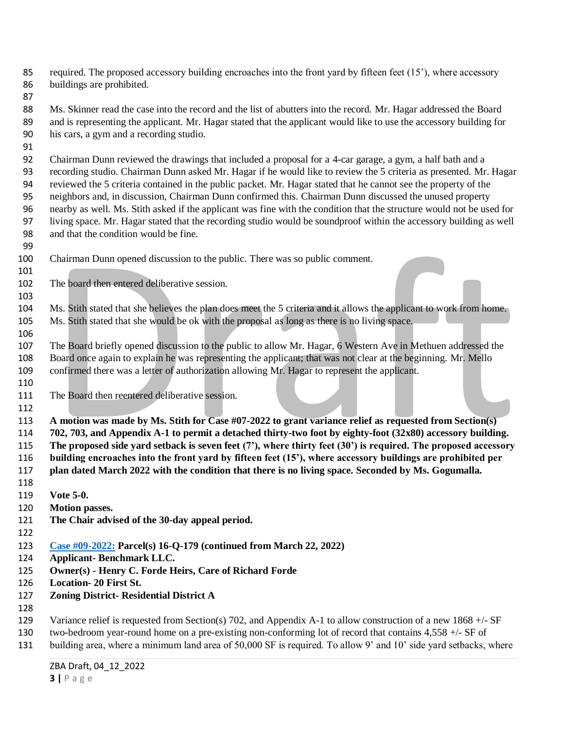required. The proposed accessory building encroaches into the front yard by fifteen feet (15'), where accessory buildings are prohibited.

Ms. Skinner read the case into the record and the list of abutters into the record. Mr. Hagar addressed the Board and is representing the applicant. Mr. Hagar stated that the applicant would like to use the accessory building for his cars, a gym and a recording studio.

Chairman Dunn reviewed the drawings that included a proposal for a 4-car garage, a gym, a half bath and a recording studio. Chairman Dunn asked Mr. Hagar if he would like to review the 5 criteria as presented. Mr. Hagar reviewed the 5 criteria contained in the public packet. Mr. Hagar stated that he cannot see the property of the neighbors and, in discussion, Chairman Dunn confirmed this. Chairman Dunn discussed the unused property nearby as well. Ms. Stith asked if the applicant was fine with the condition that the structure would not be used for living space. Mr. Hagar stated that the recording studio would be soundproof within the accessory building as well and that the condition would be fine.

Chairman Dunn opened discussion to the public. There was so public comment.

The board then entered deliberative session.

Ms. Stith stated that she believes the plan does meet the 5 criteria and it allows the applicant to work from home. Ms. Stith stated that she would be ok with the proposal as long as there is no living space.

The Board briefly opened discussion to the public to allow Mr. Hagar, 6 Western Ave in Methuen addressed the Board once again to explain he was representing the applicant; that was not clear at the beginning. Mr. Mello confirmed there was a letter of authorization allowing Mr. Hagar to represent the applicant.

The Board then reentered deliberative session.

**A motion was made by Ms. Stith for Case #07-2022 to grant variance relief as requested from Section(s) 702, 703, and Appendix A-1 to permit a detached thirty-two foot by eighty-foot (32x80) accessory building. The proposed side yard setback is seven feet (7'), where thirty feet (30') is required. The proposed accessory building encroaches into the front yard by fifteen feet (15'), where accessory buildings are prohibited per plan dated March 2022 with the condition that there is no living space. Seconded by Ms. Gogumalla.**

**Vote 5-0.**
**Motion passes.**
**The Chair advised of the 30-day appeal period.**

**Case #09-2022: Parcel(s) 16-Q-179 (continued from March 22, 2022)**
**Applicant- Benchmark LLC.**
**Owner(s) - Henry C. Forde Heirs, Care of Richard Forde**
**Location- 20 First St.**
**Zoning District- Residential District A**

Variance relief is requested from Section(s) 702, and Appendix A-1 to allow construction of a new 1868 +/- SF two-bedroom year-round home on a pre-existing non-conforming lot of record that contains 4,558 +/- SF of building area, where a minimum land area of 50,000 SF is required. To allow 9' and 10' side yard setbacks, where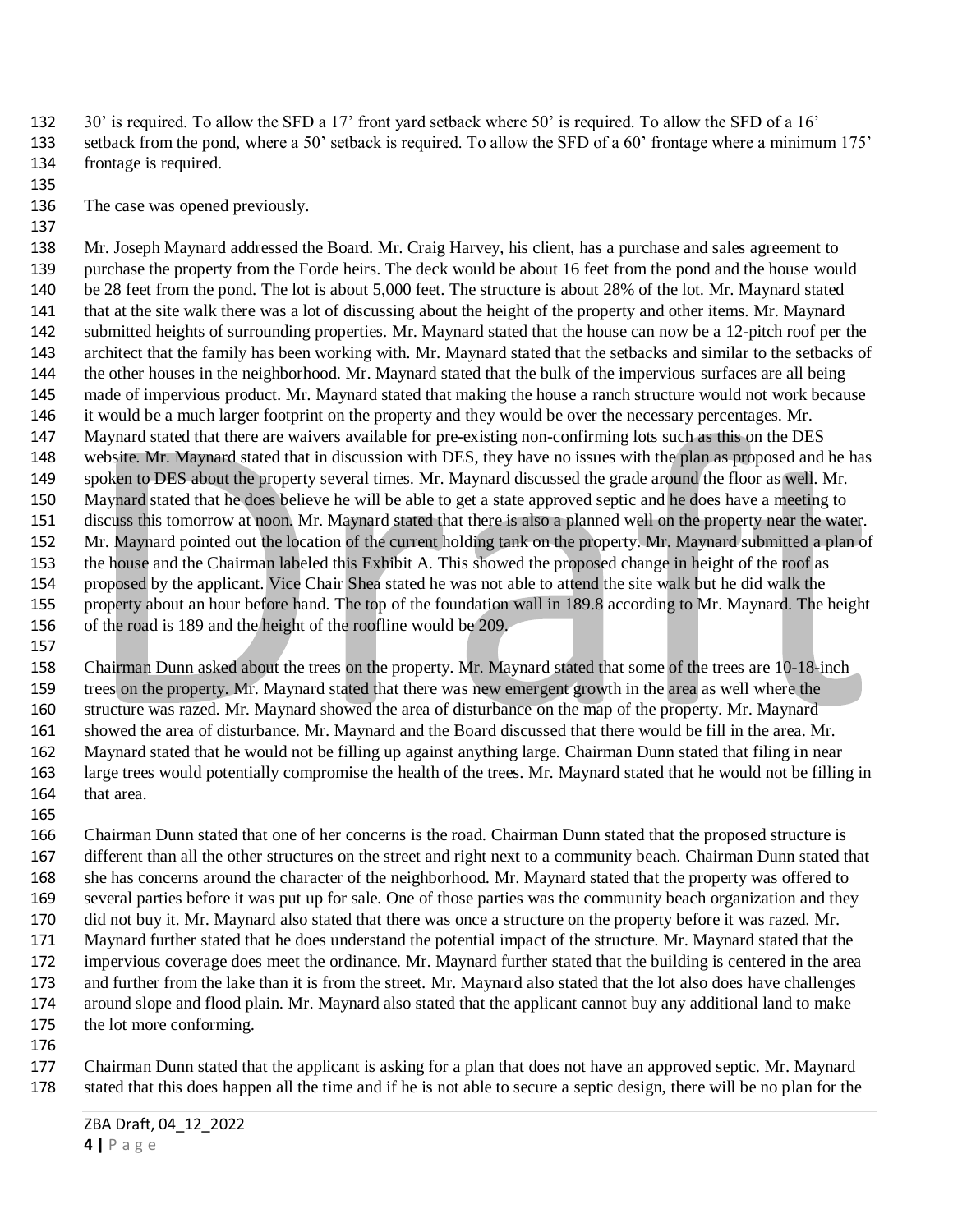30' is required. To allow the SFD a 17' front yard setback where 50' is required. To allow the SFD of a 16' setback from the pond, where a 50' setback is required. To allow the SFD of a 60' frontage where a minimum 175' frontage is required.

The case was opened previously.

Mr. Joseph Maynard addressed the Board. Mr. Craig Harvey, his client, has a purchase and sales agreement to purchase the property from the Forde heirs. The deck would be about 16 feet from the pond and the house would be 28 feet from the pond. The lot is about 5,000 feet. The structure is about 28% of the lot. Mr. Maynard stated that at the site walk there was a lot of discussing about the height of the property and other items. Mr. Maynard submitted heights of surrounding properties. Mr. Maynard stated that the house can now be a 12-pitch roof per the architect that the family has been working with. Mr. Maynard stated that the setbacks and similar to the setbacks of the other houses in the neighborhood. Mr. Maynard stated that the bulk of the impervious surfaces are all being made of impervious product. Mr. Maynard stated that making the house a ranch structure would not work because it would be a much larger footprint on the property and they would be over the necessary percentages. Mr. Maynard stated that there are waivers available for pre-existing non-confirming lots such as this on the DES website. Mr. Maynard stated that in discussion with DES, they have no issues with the plan as proposed and he has spoken to DES about the property several times. Mr. Maynard discussed the grade around the floor as well. Mr. Maynard stated that he does believe he will be able to get a state approved septic and he does have a meeting to discuss this tomorrow at noon. Mr. Maynard stated that there is also a planned well on the property near the water. Mr. Maynard pointed out the location of the current holding tank on the property. Mr. Maynard submitted a plan of the house and the Chairman labeled this Exhibit A. This showed the proposed change in height of the roof as proposed by the applicant. Vice Chair Shea stated he was not able to attend the site walk but he did walk the property about an hour before hand. The top of the foundation wall in 189.8 according to Mr. Maynard. The height of the road is 189 and the height of the roofline would be 209.

Chairman Dunn asked about the trees on the property. Mr. Maynard stated that some of the trees are 10-18-inch trees on the property. Mr. Maynard stated that there was new emergent growth in the area as well where the structure was razed. Mr. Maynard showed the area of disturbance on the map of the property. Mr. Maynard showed the area of disturbance. Mr. Maynard and the Board discussed that there would be fill in the area. Mr. Maynard stated that he would not be filling up against anything large. Chairman Dunn stated that filing in near large trees would potentially compromise the health of the trees. Mr. Maynard stated that he would not be filling in that area.

Chairman Dunn stated that one of her concerns is the road. Chairman Dunn stated that the proposed structure is different than all the other structures on the street and right next to a community beach. Chairman Dunn stated that she has concerns around the character of the neighborhood. Mr. Maynard stated that the property was offered to several parties before it was put up for sale. One of those parties was the community beach organization and they did not buy it. Mr. Maynard also stated that there was once a structure on the property before it was razed. Mr. Maynard further stated that he does understand the potential impact of the structure. Mr. Maynard stated that the impervious coverage does meet the ordinance. Mr. Maynard further stated that the building is centered in the area and further from the lake than it is from the street. Mr. Maynard also stated that the lot also does have challenges around slope and flood plain. Mr. Maynard also stated that the applicant cannot buy any additional land to make the lot more conforming.

Chairman Dunn stated that the applicant is asking for a plan that does not have an approved septic. Mr. Maynard stated that this does happen all the time and if he is not able to secure a septic design, there will be no plan for the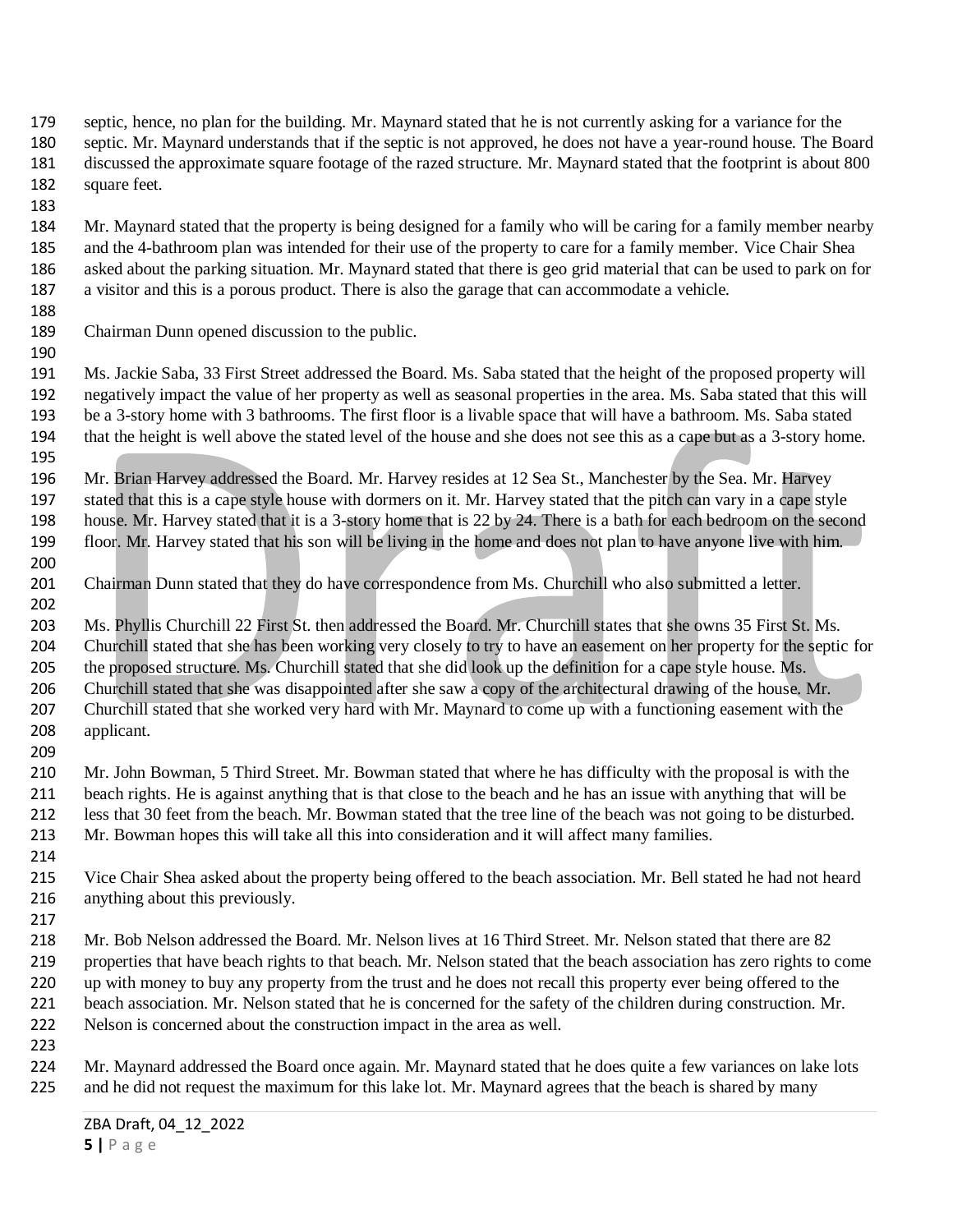septic, hence, no plan for the building. Mr. Maynard stated that he is not currently asking for a variance for the septic. Mr. Maynard understands that if the septic is not approved, he does not have a year-round house. The Board discussed the approximate square footage of the razed structure. Mr. Maynard stated that the footprint is about 800 square feet.

Mr. Maynard stated that the property is being designed for a family who will be caring for a family member nearby and the 4-bathroom plan was intended for their use of the property to care for a family member. Vice Chair Shea asked about the parking situation. Mr. Maynard stated that there is geo grid material that can be used to park on for a visitor and this is a porous product. There is also the garage that can accommodate a vehicle.

Chairman Dunn opened discussion to the public.

Ms. Jackie Saba, 33 First Street addressed the Board. Ms. Saba stated that the height of the proposed property will negatively impact the value of her property as well as seasonal properties in the area. Ms. Saba stated that this will be a 3-story home with 3 bathrooms. The first floor is a livable space that will have a bathroom. Ms. Saba stated that the height is well above the stated level of the house and she does not see this as a cape but as a 3-story home.

Mr. Brian Harvey addressed the Board. Mr. Harvey resides at 12 Sea St., Manchester by the Sea. Mr. Harvey stated that this is a cape style house with dormers on it. Mr. Harvey stated that the pitch can vary in a cape style house. Mr. Harvey stated that it is a 3-story home that is 22 by 24. There is a bath for each bedroom on the second floor. Mr. Harvey stated that his son will be living in the home and does not plan to have anyone live with him.

Chairman Dunn stated that they do have correspondence from Ms. Churchill who also submitted a letter.

Ms. Phyllis Churchill 22 First St. then addressed the Board. Mr. Churchill states that she owns 35 First St. Ms. Churchill stated that she has been working very closely to try to have an easement on her property for the septic for the proposed structure. Ms. Churchill stated that she did look up the definition for a cape style house. Ms. Churchill stated that she was disappointed after she saw a copy of the architectural drawing of the house. Mr. Churchill stated that she worked very hard with Mr. Maynard to come up with a functioning easement with the applicant.

Mr. John Bowman, 5 Third Street. Mr. Bowman stated that where he has difficulty with the proposal is with the beach rights. He is against anything that is that close to the beach and he has an issue with anything that will be less that 30 feet from the beach. Mr. Bowman stated that the tree line of the beach was not going to be disturbed. Mr. Bowman hopes this will take all this into consideration and it will affect many families.

Vice Chair Shea asked about the property being offered to the beach association. Mr. Bell stated he had not heard anything about this previously.

Mr. Bob Nelson addressed the Board. Mr. Nelson lives at 16 Third Street. Mr. Nelson stated that there are 82 properties that have beach rights to that beach. Mr. Nelson stated that the beach association has zero rights to come up with money to buy any property from the trust and he does not recall this property ever being offered to the beach association. Mr. Nelson stated that he is concerned for the safety of the children during construction. Mr. Nelson is concerned about the construction impact in the area as well.

Mr. Maynard addressed the Board once again. Mr. Maynard stated that he does quite a few variances on lake lots and he did not request the maximum for this lake lot. Mr. Maynard agrees that the beach is shared by many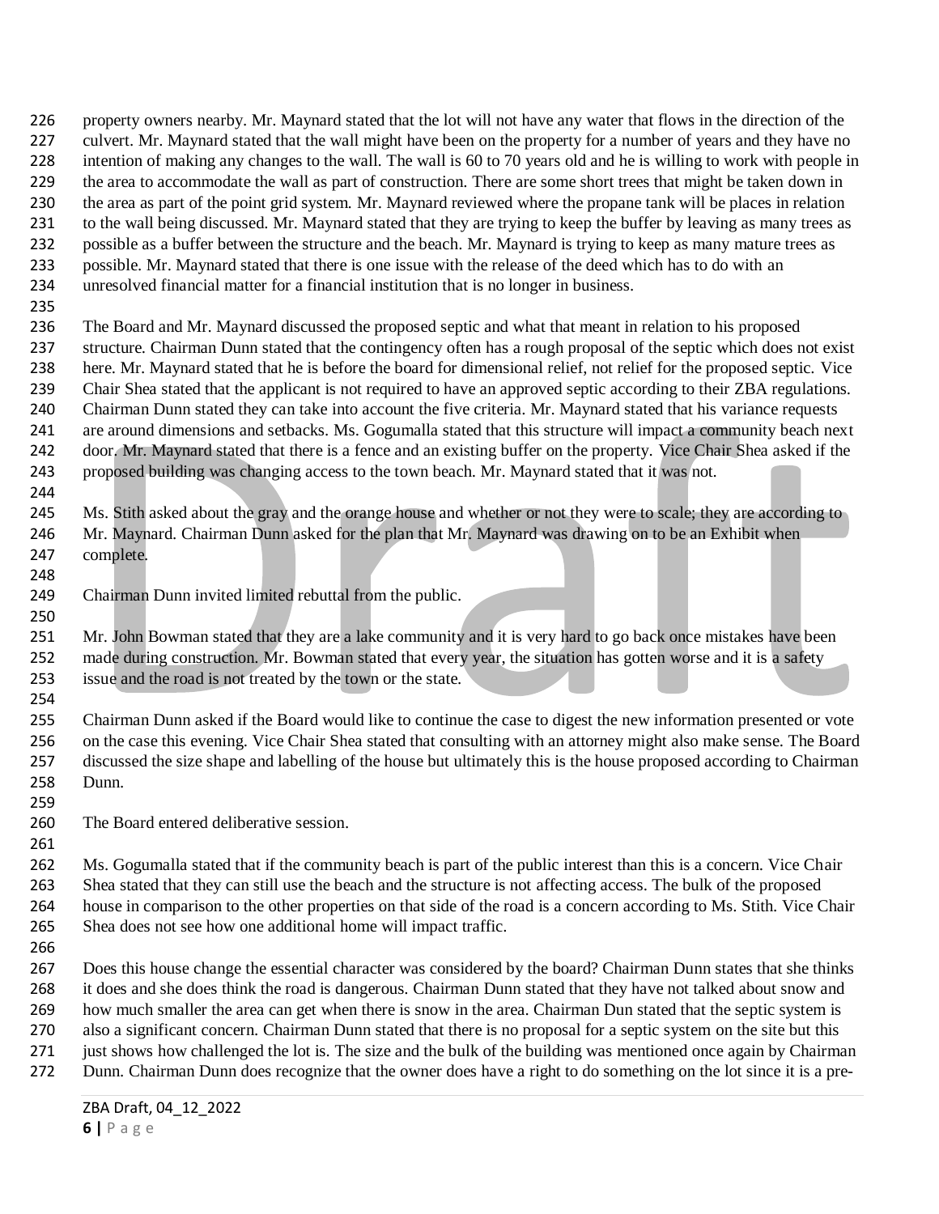property owners nearby. Mr. Maynard stated that the lot will not have any water that flows in the direction of the culvert. Mr. Maynard stated that the wall might have been on the property for a number of years and they have no intention of making any changes to the wall. The wall is 60 to 70 years old and he is willing to work with people in the area to accommodate the wall as part of construction. There are some short trees that might be taken down in the area as part of the point grid system. Mr. Maynard reviewed where the propane tank will be places in relation to the wall being discussed. Mr. Maynard stated that they are trying to keep the buffer by leaving as many trees as possible as a buffer between the structure and the beach. Mr. Maynard is trying to keep as many mature trees as possible. Mr. Maynard stated that there is one issue with the release of the deed which has to do with an unresolved financial matter for a financial institution that is no longer in business.

The Board and Mr. Maynard discussed the proposed septic and what that meant in relation to his proposed structure. Chairman Dunn stated that the contingency often has a rough proposal of the septic which does not exist here. Mr. Maynard stated that he is before the board for dimensional relief, not relief for the proposed septic. Vice Chair Shea stated that the applicant is not required to have an approved septic according to their ZBA regulations. Chairman Dunn stated they can take into account the five criteria. Mr. Maynard stated that his variance requests are around dimensions and setbacks. Ms. Gogumalla stated that this structure will impact a community beach next door. Mr. Maynard stated that there is a fence and an existing buffer on the property. Vice Chair Shea asked if the proposed building was changing access to the town beach. Mr. Maynard stated that it was not.

Ms. Stith asked about the gray and the orange house and whether or not they were to scale; they are according to Mr. Maynard. Chairman Dunn asked for the plan that Mr. Maynard was drawing on to be an Exhibit when complete.

Chairman Dunn invited limited rebuttal from the public.

Mr. John Bowman stated that they are a lake community and it is very hard to go back once mistakes have been made during construction. Mr. Bowman stated that every year, the situation has gotten worse and it is a safety issue and the road is not treated by the town or the state.

Chairman Dunn asked if the Board would like to continue the case to digest the new information presented or vote on the case this evening. Vice Chair Shea stated that consulting with an attorney might also make sense. The Board discussed the size shape and labelling of the house but ultimately this is the house proposed according to Chairman Dunn.

The Board entered deliberative session.

Ms. Gogumalla stated that if the community beach is part of the public interest than this is a concern. Vice Chair Shea stated that they can still use the beach and the structure is not affecting access. The bulk of the proposed house in comparison to the other properties on that side of the road is a concern according to Ms. Stith. Vice Chair Shea does not see how one additional home will impact traffic.

Does this house change the essential character was considered by the board? Chairman Dunn states that she thinks it does and she does think the road is dangerous. Chairman Dunn stated that they have not talked about snow and how much smaller the area can get when there is snow in the area. Chairman Dun stated that the septic system is also a significant concern. Chairman Dunn stated that there is no proposal for a septic system on the site but this just shows how challenged the lot is. The size and the bulk of the building was mentioned once again by Chairman Dunn. Chairman Dunn does recognize that the owner does have a right to do something on the lot since it is a pre-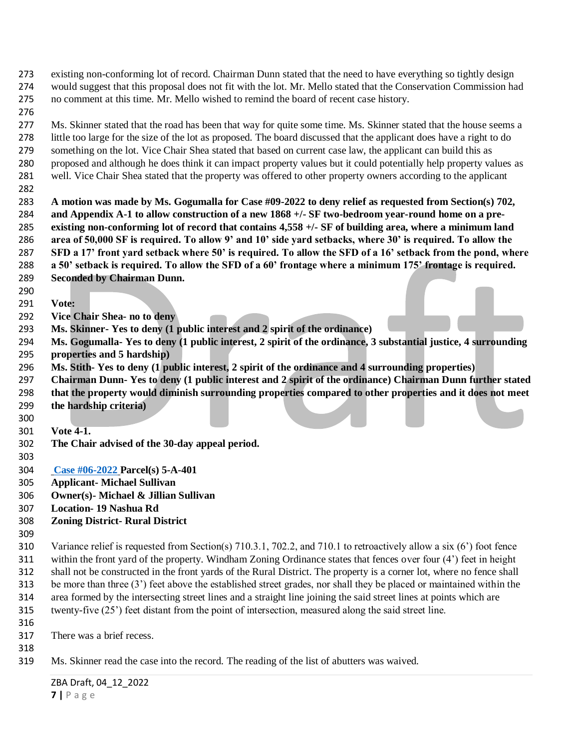existing non-conforming lot of record. Chairman Dunn stated that the need to have everything so tightly design would suggest that this proposal does not fit with the lot. Mr. Mello stated that the Conservation Commission had no comment at this time. Mr. Mello wished to remind the board of recent case history.

Ms. Skinner stated that the road has been that way for quite some time. Ms. Skinner stated that the house seems a little too large for the size of the lot as proposed. The board discussed that the applicant does have a right to do something on the lot. Vice Chair Shea stated that based on current case law, the applicant can build this as proposed and although he does think it can impact property values but it could potentially help property values as well. Vice Chair Shea stated that the property was offered to other property owners according to the applicant

**A motion was made by Ms. Gogumalla for Case #09-2022 to deny relief as requested from Section(s) 702, and Appendix A-1 to allow construction of a new 1868 +/- SF two-bedroom year-round home on a pre-existing non-conforming lot of record that contains 4,558 +/- SF of building area, where a minimum land area of 50,000 SF is required. To allow 9' and 10' side yard setbacks, where 30' is required. To allow the SFD a 17' front yard setback where 50' is required. To allow the SFD of a 16' setback from the pond, where a 50' setback is required. To allow the SFD of a 60' frontage where a minimum 175' frontage is required. Seconded by Chairman Dunn.**

**Vote:**
**Vice Chair Shea- no to deny**
**Ms. Skinner- Yes to deny (1 public interest and 2 spirit of the ordinance)**
**Ms. Gogumalla- Yes to deny (1 public interest, 2 spirit of the ordinance, 3 substantial justice, 4 surrounding properties and 5 hardship)**
**Ms. Stith- Yes to deny (1 public interest, 2 spirit of the ordinance and 4 surrounding properties)**
**Chairman Dunn- Yes to deny (1 public interest and 2 spirit of the ordinance) Chairman Dunn further stated that the property would diminish surrounding properties compared to other properties and it does not meet the hardship criteria)**

**Vote 4-1.**
**The Chair advised of the 30-day appeal period.**

**Case #06-2022 Parcel(s) 5-A-401**
**Applicant- Michael Sullivan**
**Owner(s)- Michael & Jillian Sullivan**
**Location- 19 Nashua Rd**
**Zoning District- Rural District**

Variance relief is requested from Section(s) 710.3.1, 702.2, and 710.1 to retroactively allow a six (6') foot fence within the front yard of the property. Windham Zoning Ordinance states that fences over four (4') feet in height shall not be constructed in the front yards of the Rural District. The property is a corner lot, where no fence shall be more than three (3') feet above the established street grades, nor shall they be placed or maintained within the area formed by the intersecting street lines and a straight line joining the said street lines at points which are twenty-five (25') feet distant from the point of intersection, measured along the said street line.

There was a brief recess.

Ms. Skinner read the case into the record. The reading of the list of abutters was waived.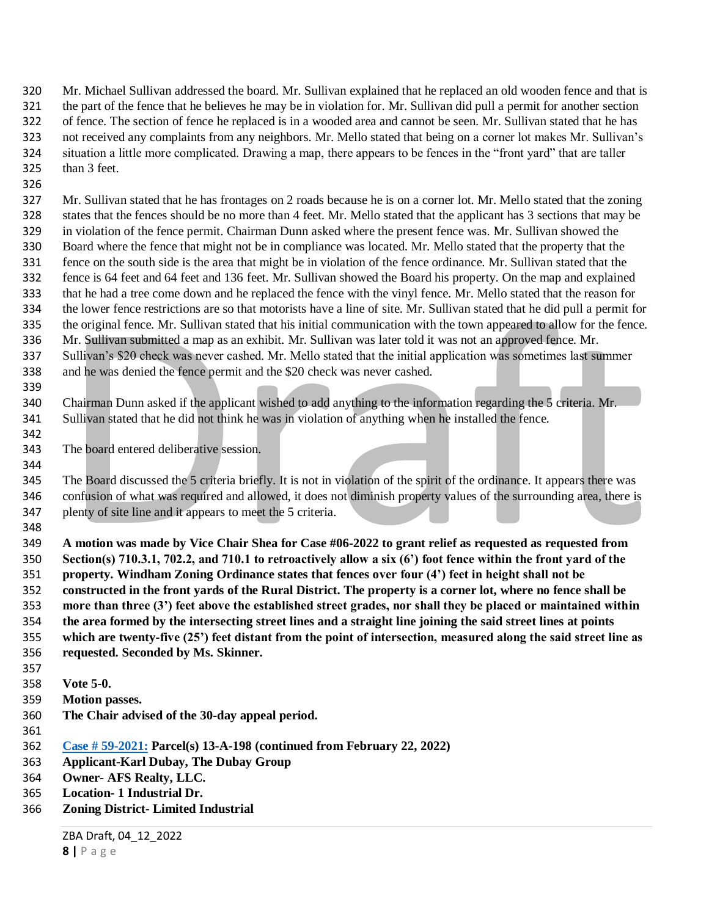Mr. Michael Sullivan addressed the board. Mr. Sullivan explained that he replaced an old wooden fence and that is the part of the fence that he believes he may be in violation for. Mr. Sullivan did pull a permit for another section of fence. The section of fence he replaced is in a wooded area and cannot be seen. Mr. Sullivan stated that he has not received any complaints from any neighbors. Mr. Mello stated that being on a corner lot makes Mr. Sullivan's situation a little more complicated. Drawing a map, there appears to be fences in the "front yard" that are taller than 3 feet.

Mr. Sullivan stated that he has frontages on 2 roads because he is on a corner lot. Mr. Mello stated that the zoning states that the fences should be no more than 4 feet. Mr. Mello stated that the applicant has 3 sections that may be in violation of the fence permit. Chairman Dunn asked where the present fence was. Mr. Sullivan showed the Board where the fence that might not be in compliance was located. Mr. Mello stated that the property that the fence on the south side is the area that might be in violation of the fence ordinance. Mr. Sullivan stated that the fence is 64 feet and 64 feet and 136 feet. Mr. Sullivan showed the Board his property. On the map and explained that he had a tree come down and he replaced the fence with the vinyl fence. Mr. Mello stated that the reason for the lower fence restrictions are so that motorists have a line of site. Mr. Sullivan stated that he did pull a permit for the original fence. Mr. Sullivan stated that his initial communication with the town appeared to allow for the fence. Mr. Sullivan submitted a map as an exhibit. Mr. Sullivan was later told it was not an approved fence. Mr. Sullivan's $20 check was never cashed. Mr. Mello stated that the initial application was sometimes last summer and he was denied the fence permit and the $20 check was never cashed.

Chairman Dunn asked if the applicant wished to add anything to the information regarding the 5 criteria. Mr. Sullivan stated that he did not think he was in violation of anything when he installed the fence.

The board entered deliberative session.

The Board discussed the 5 criteria briefly. It is not in violation of the spirit of the ordinance. It appears there was confusion of what was required and allowed, it does not diminish property values of the surrounding area, there is plenty of site line and it appears to meet the 5 criteria.

**A motion was made by Vice Chair Shea for Case #06-2022 to grant relief as requested as requested from Section(s) 710.3.1, 702.2, and 710.1 to retroactively allow a six (6') foot fence within the front yard of the property. Windham Zoning Ordinance states that fences over four (4') feet in height shall not be constructed in the front yards of the Rural District. The property is a corner lot, where no fence shall be more than three (3') feet above the established street grades, nor shall they be placed or maintained within the area formed by the intersecting street lines and a straight line joining the said street lines at points which are twenty-five (25') feet distant from the point of intersection, measured along the said street line as requested. Seconded by Ms. Skinner.**

**Vote 5-0.**
**Motion passes.**
**The Chair advised of the 30-day appeal period.**

**Case # 59-2021: Parcel(s) 13-A-198 (continued from February 22, 2022)**
**Applicant-Karl Dubay, The Dubay Group**
**Owner- AFS Realty, LLC.**
**Location- 1 Industrial Dr.**
**Zoning District- Limited Industrial**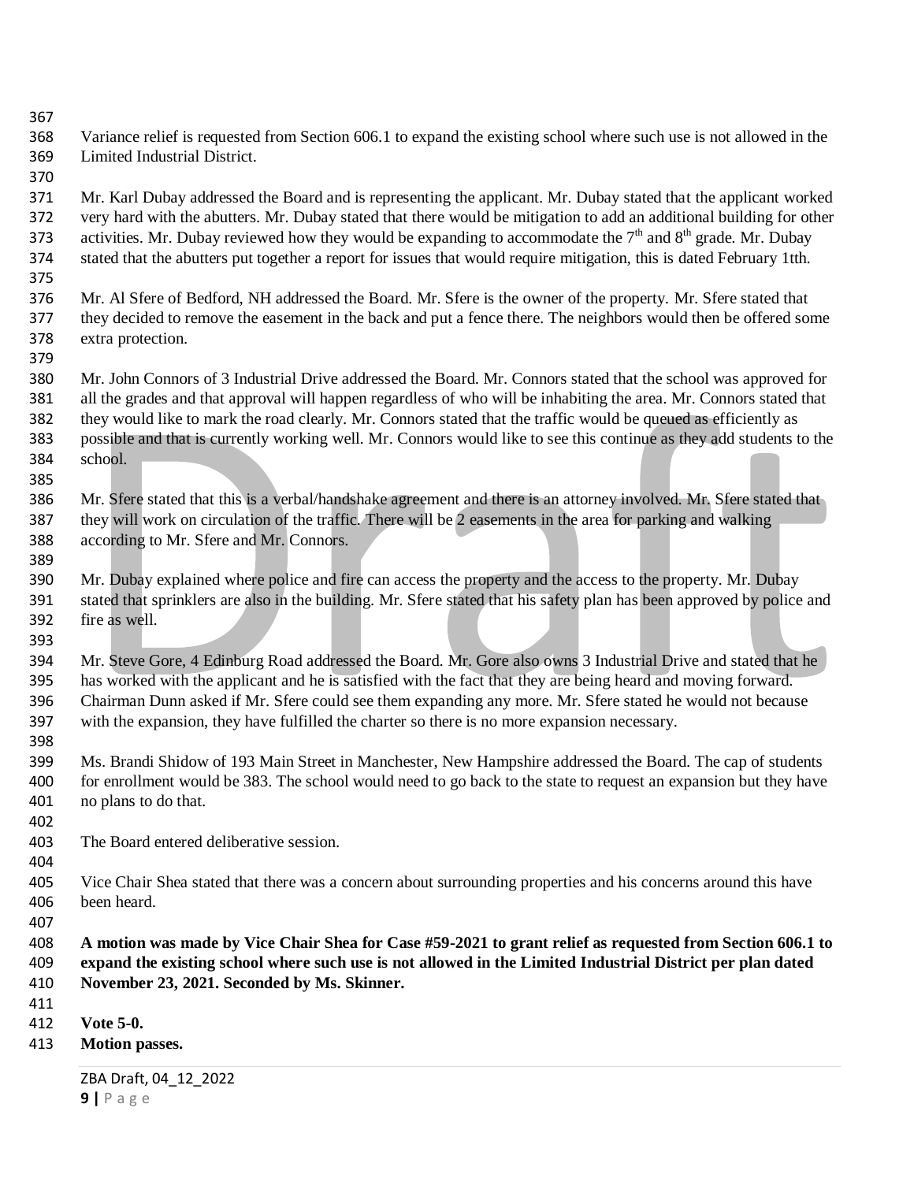Variance relief is requested from Section 606.1 to expand the existing school where such use is not allowed in the Limited Industrial District.

Mr. Karl Dubay addressed the Board and is representing the applicant. Mr. Dubay stated that the applicant worked very hard with the abutters. Mr. Dubay stated that there would be mitigation to add an additional building for other activities. Mr. Dubay reviewed how they would be expanding to accommodate the 7th and 8th grade. Mr. Dubay stated that the abutters put together a report for issues that would require mitigation, this is dated February 1tth.

Mr. Al Sfere of Bedford, NH addressed the Board. Mr. Sfere is the owner of the property. Mr. Sfere stated that they decided to remove the easement in the back and put a fence there. The neighbors would then be offered some extra protection.

Mr. John Connors of 3 Industrial Drive addressed the Board. Mr. Connors stated that the school was approved for all the grades and that approval will happen regardless of who will be inhabiting the area. Mr. Connors stated that they would like to mark the road clearly. Mr. Connors stated that the traffic would be queued as efficiently as possible and that is currently working well. Mr. Connors would like to see this continue as they add students to the school.

Mr. Sfere stated that this is a verbal/handshake agreement and there is an attorney involved. Mr. Sfere stated that they will work on circulation of the traffic. There will be 2 easements in the area for parking and walking according to Mr. Sfere and Mr. Connors.

Mr. Dubay explained where police and fire can access the property and the access to the property. Mr. Dubay stated that sprinklers are also in the building. Mr. Sfere stated that his safety plan has been approved by police and fire as well.

Mr. Steve Gore, 4 Edinburg Road addressed the Board. Mr. Gore also owns 3 Industrial Drive and stated that he has worked with the applicant and he is satisfied with the fact that they are being heard and moving forward. Chairman Dunn asked if Mr. Sfere could see them expanding any more. Mr. Sfere stated he would not because with the expansion, they have fulfilled the charter so there is no more expansion necessary.

Ms. Brandi Shidow of 193 Main Street in Manchester, New Hampshire addressed the Board. The cap of students for enrollment would be 383. The school would need to go back to the state to request an expansion but they have no plans to do that.

The Board entered deliberative session.

Vice Chair Shea stated that there was a concern about surrounding properties and his concerns around this have been heard.

**A motion was made by Vice Chair Shea for Case #59-2021 to grant relief as requested from Section 606.1 to expand the existing school where such use is not allowed in the Limited Industrial District per plan dated November 23, 2021. Seconded by Ms. Skinner.**

**Vote 5-0.**
**Motion passes.**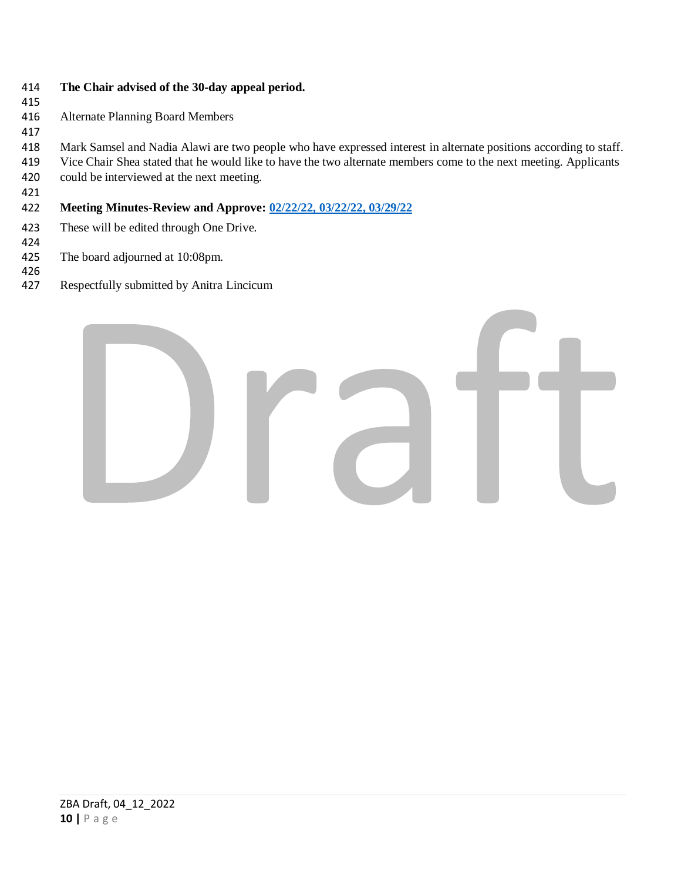**The Chair advised of the 30-day appeal period.**

Alternate Planning Board Members

Mark Samsel and Nadia Alawi are two people who have expressed interest in alternate positions according to staff. Vice Chair Shea stated that he would like to have the two alternate members come to the next meeting. Applicants could be interviewed at the next meeting.

**Meeting Minutes-Review and Approve: 02/22/22, 03/22/22, 03/29/22**

These will be edited through One Drive.

The board adjourned at 10:08pm.

Respectfully submitted by Anitra Lincicum

Draft